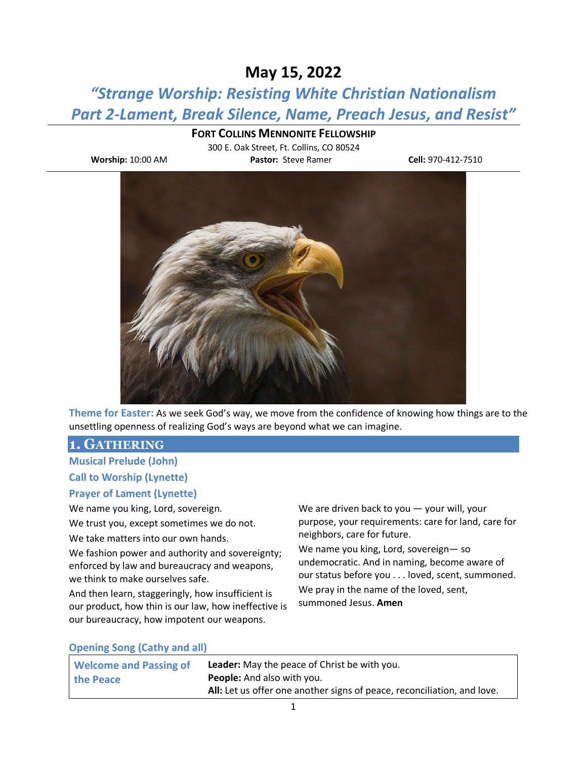# May 15, 2022

## *"Strange Worship: Resisting White Christian Nationalism Part 2-Lament, Break Silence, Name, Preach Jesus, and Resist"*

**FORT COLLINS MENNONITE FELLOWSHIP**

300 E. Oak Street, Ft. Collins, CO 80524

**Worship:** 10:00 AM **Pastor:** Steve Ramer **Cell:** 970-412-7510

**Theme for Easter:** As we seek God's way, we move from the confidence of knowing how things are to the unsettling openness of realizing God's ways are beyond what we can imagine.

## 1. GATHERING

### Musical Prelude (John)

### Call to Worship (Lynette)

### Prayer of Lament (Lynette)

We name you king, Lord, sovereign.

We trust you, except sometimes we do not.

We take matters into our own hands.

We fashion power and authority and sovereignty; enforced by law and bureaucracy and weapons, we think to make ourselves safe.

And then learn, staggeringly, how insufficient is our product, how thin is our law, how ineffective is our bureaucracy, how impotent our weapons.

We are driven back to you — your will, your purpose, your requirements: care for land, care for neighbors, care for future.

We name you king, Lord, sovereign— so undemocratic. And in naming, become aware of our status before you . . . loved, scent, summoned.

We pray in the name of the loved, sent, summoned Jesus. **Amen**

### Opening Song (Cathy and all)

| Welcome and Passing of the Peace | **Leader:** May the peace of Christ be with you.<br>**People:** And also with you.<br>**All:** Let us offer one another signs of peace, reconciliation, and love. |
|---|---|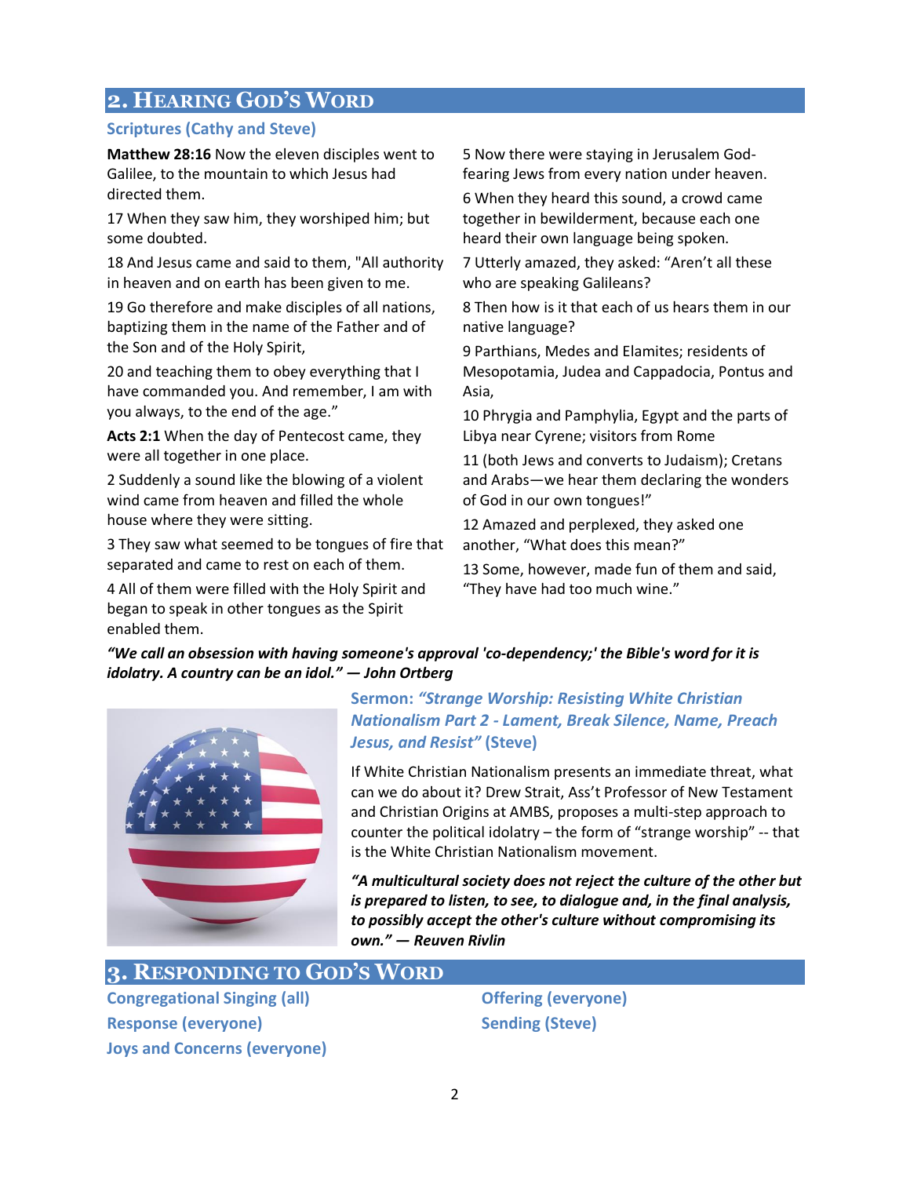## 2. Hearing God's Word

### Scriptures (Cathy and Steve)

**Matthew 28:16** Now the eleven disciples went to Galilee, to the mountain to which Jesus had directed them.

17 When they saw him, they worshiped him; but some doubted.

18 And Jesus came and said to them, "All authority in heaven and on earth has been given to me.

19 Go therefore and make disciples of all nations, baptizing them in the name of the Father and of the Son and of the Holy Spirit,

20 and teaching them to obey everything that I have commanded you. And remember, I am with you always, to the end of the age."

**Acts 2:1** When the day of Pentecost came, they were all together in one place.

2 Suddenly a sound like the blowing of a violent wind came from heaven and filled the whole house where they were sitting.

3 They saw what seemed to be tongues of fire that separated and came to rest on each of them.

4 All of them were filled with the Holy Spirit and began to speak in other tongues as the Spirit enabled them.

5 Now there were staying in Jerusalem God-fearing Jews from every nation under heaven.

6 When they heard this sound, a crowd came together in bewilderment, because each one heard their own language being spoken.

7 Utterly amazed, they asked: "Aren't all these who are speaking Galileans?

8 Then how is it that each of us hears them in our native language?

9 Parthians, Medes and Elamites; residents of Mesopotamia, Judea and Cappadocia, Pontus and Asia,

10 Phrygia and Pamphylia, Egypt and the parts of Libya near Cyrene; visitors from Rome

11 (both Jews and converts to Judaism); Cretans and Arabs—we hear them declaring the wonders of God in our own tongues!"

12 Amazed and perplexed, they asked one another, "What does this mean?"

13 Some, however, made fun of them and said, "They have had too much wine."

***"We call an obsession with having someone's approval 'co-dependency;' the Bible's word for it is idolatry. A country can be an idol." — John Ortberg***

### Sermon: *"Strange Worship: Resisting White Christian Nationalism Part 2 - Lament, Break Silence, Name, Preach Jesus, and Resist"* (Steve)

If White Christian Nationalism presents an immediate threat, what can we do about it? Drew Strait, Ass't Professor of New Testament and Christian Origins at AMBS, proposes a multi-step approach to counter the political idolatry – the form of "strange worship" -- that is the White Christian Nationalism movement.

***"A multicultural society does not reject the culture of the other but is prepared to listen, to see, to dialogue and, in the final analysis, to possibly accept the other's culture without compromising its own." — Reuven Rivlin***

## 3. Responding to God's Word

**Congregational Singing (all)**

**Response (everyone)**

**Joys and Concerns (everyone)**

**Offering (everyone)**

**Sending (Steve)**